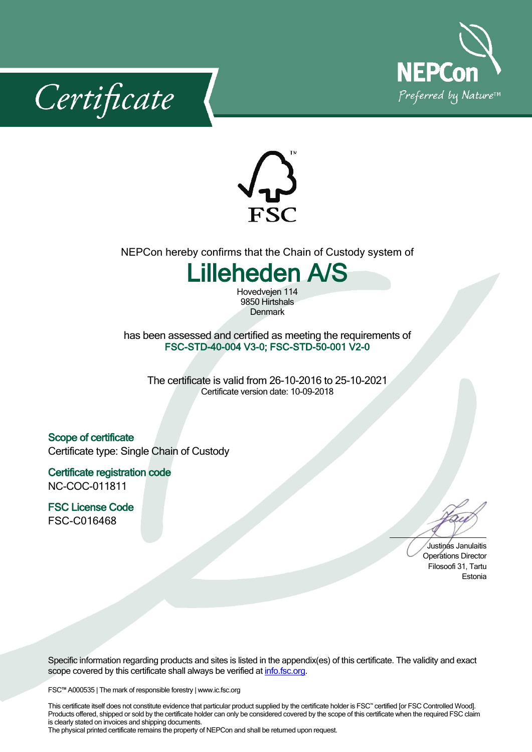# Certificate

NEPCon
Preferred by Nature™

FSC

NEPCon hereby confirms that the Chain of Custody system of

## Lilleheden A/S

Hovedvejen 114
9850 Hirtshals
Denmark

has been assessed and certified as meeting the requirements of
**FSC-STD-40-004 V3-0; FSC-STD-50-001 V2-0**

The certificate is valid from 26-10-2016 to 25-10-2021
Certificate version date: 10-09-2018

### Scope of certificate

Certificate type: Single Chain of Custody

### Certificate registration code

NC-COC-011811

### FSC License Code

FSC-C016468

Justinas Janulaitis
Operations Director
Filosoofi 31, Tartu
Estonia

Specific information regarding products and sites is listed in the appendix(es) of this certificate. The validity and exact scope covered by this certificate shall always be verified at info.fsc.org.

FSC™ A000535 | The mark of responsible forestry | www.ic.fsc.org

This certificate itself does not constitute evidence that particular product supplied by the certificate holder is FSC™ certified [or FSC Controlled Wood]. Products offered, shipped or sold by the certificate holder can only be considered covered by the scope of this certificate when the required FSC claim is clearly stated on invoices and shipping documents.
The physical printed certificate remains the property of NEPCon and shall be returned upon request.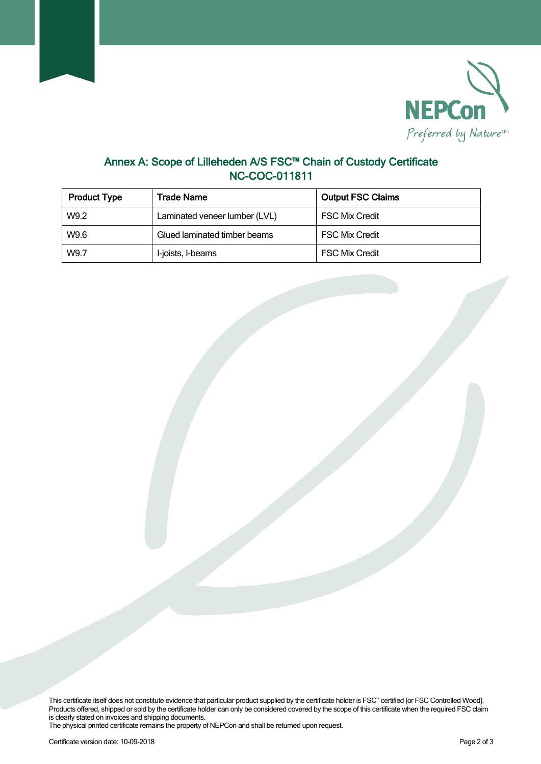## Annex A: Scope of Lilleheden A/S FSC™ Chain of Custody Certificate NC-COC-011811

| Product Type | Trade Name | Output FSC Claims |
|---|---|---|
| W9.2 | Laminated veneer lumber (LVL) | FSC Mix Credit |
| W9.6 | Glued laminated timber beams | FSC Mix Credit |
| W9.7 | I-joists, I-beams | FSC Mix Credit |

This certificate itself does not constitute evidence that particular product supplied by the certificate holder is FSC™ certified [or FSC Controlled Wood]. Products offered, shipped or sold by the certificate holder can only be considered covered by the scope of this certificate when the required FSC claim is clearly stated on invoices and shipping documents.
The physical printed certificate remains the property of NEPCon and shall be returned upon request.

Certificate version date: 10-09-2018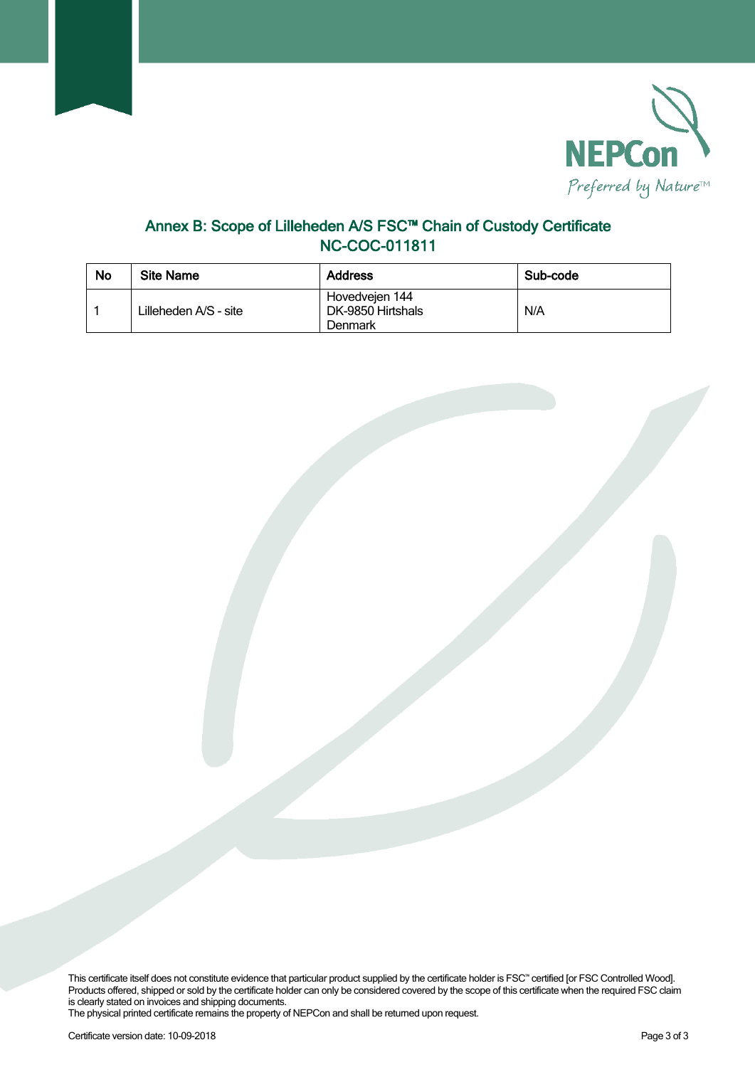## Annex B: Scope of Lilleheden A/S FSC™ Chain of Custody Certificate NC-COC-011811

| No | Site Name | Address | Sub-code |
|---|---|---|---|
| 1 | Lilleheden A/S - site | Hovedvejen 144<br>DK-9850 Hirtshals<br>Denmark | N/A |

This certificate itself does not constitute evidence that particular product supplied by the certificate holder is FSC™ certified [or FSC Controlled Wood]. Products offered, shipped or sold by the certificate holder can only be considered covered by the scope of this certificate when the required FSC claim is clearly stated on invoices and shipping documents.

The physical printed certificate remains the property of NEPCon and shall be returned upon request.

Certificate version date: 10-09-2018